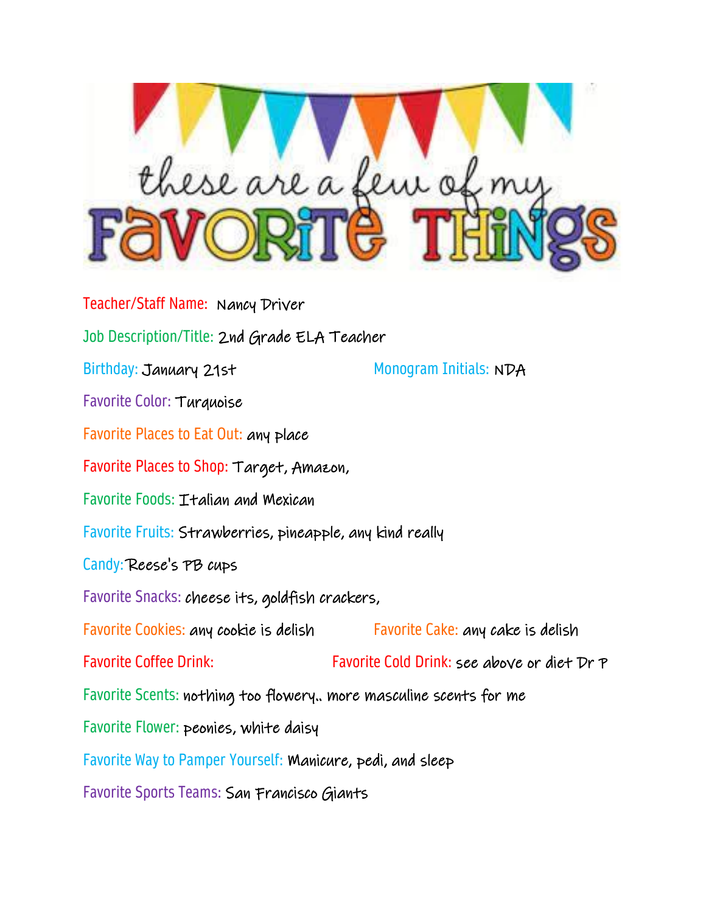# these are a few of my FAVORITE THINGS

Teacher/Staff Name: Nancy Driver

Job Description/Title: 2nd Grade ELA Teacher

Birthday: January 21st

Monogram Initials: NDA

Favorite Color: Turquoise

Favorite Places to Eat Out: any place

Favorite Places to Shop: Target, Amazon,

Favorite Foods: Italian and Mexican

Favorite Fruits: Strawberries, pineapple, any kind really

Candy: Reese's PB cups

Favorite Snacks: cheese its, goldfish crackers,

Favorite Cookies: any cookie is delish

Favorite Cake: any cake is delish

Favorite Coffee Drink:

Favorite Cold Drink: see above or diet Dr P

Favorite Scents: nothing too flowery.. more masculine scents for me

Favorite Flower: peonies, white daisy

Favorite Way to Pamper Yourself: Manicure, pedi, and sleep

Favorite Sports Teams: San Francisco Giants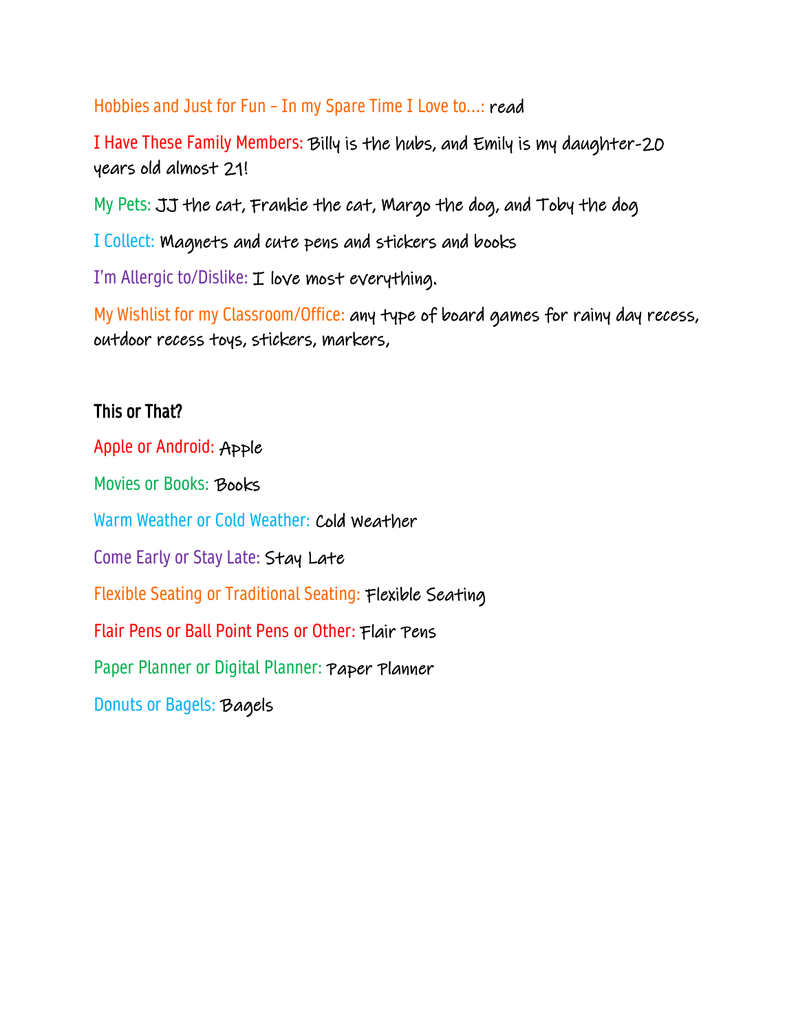Hobbies and Just for Fun – In my Spare Time I Love to…: read

I Have These Family Members: Billy is the hubs, and Emily is my daughter-20 years old almost 21!

My Pets: JJ the cat, Frankie the cat, Margo the dog, and Toby the dog

I Collect: Magnets and cute pens and stickers and books

I'm Allergic to/Dislike: I love most everything.

My Wishlist for my Classroom/Office: any type of board games for rainy day recess, outdoor recess toys, stickers, markers,

**This or That?**

Apple or Android: Apple

Movies or Books: Books

Warm Weather or Cold Weather: Cold Weather

Come Early or Stay Late: Stay Late

Flexible Seating or Traditional Seating: Flexible Seating

Flair Pens or Ball Point Pens or Other: Flair Pens

Paper Planner or Digital Planner: Paper Planner

Donuts or Bagels: Bagels